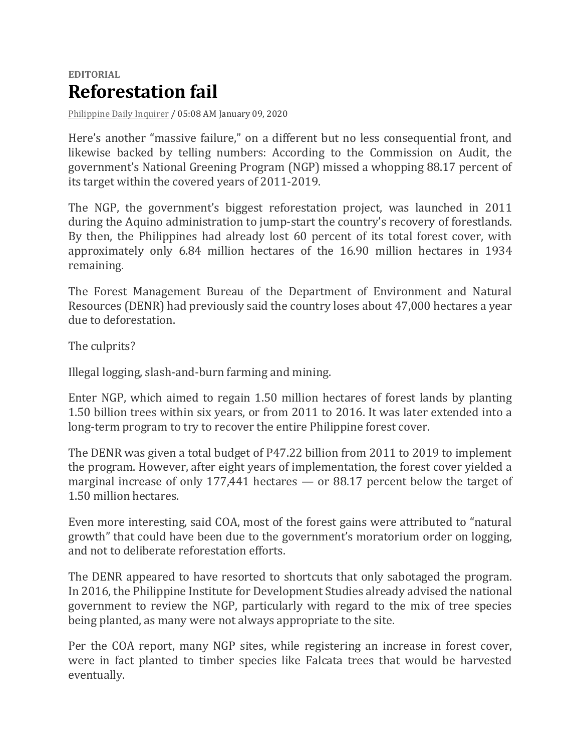**EDITORIAL**

# Reforestation fail

Philippine Daily Inquirer / 05:08 AM January 09, 2020

Here's another "massive failure," on a different but no less consequential front, and likewise backed by telling numbers: According to the Commission on Audit, the government's National Greening Program (NGP) missed a whopping 88.17 percent of its target within the covered years of 2011-2019.

The NGP, the government's biggest reforestation project, was launched in 2011 during the Aquino administration to jump-start the country's recovery of forestlands. By then, the Philippines had already lost 60 percent of its total forest cover, with approximately only 6.84 million hectares of the 16.90 million hectares in 1934 remaining.

The Forest Management Bureau of the Department of Environment and Natural Resources (DENR) had previously said the country loses about 47,000 hectares a year due to deforestation.

The culprits?

Illegal logging, slash-and-burn farming and mining.

Enter NGP, which aimed to regain 1.50 million hectares of forest lands by planting 1.50 billion trees within six years, or from 2011 to 2016. It was later extended into a long-term program to try to recover the entire Philippine forest cover.

The DENR was given a total budget of P47.22 billion from 2011 to 2019 to implement the program. However, after eight years of implementation, the forest cover yielded a marginal increase of only 177,441 hectares — or 88.17 percent below the target of 1.50 million hectares.

Even more interesting, said COA, most of the forest gains were attributed to "natural growth" that could have been due to the government's moratorium order on logging, and not to deliberate reforestation efforts.

The DENR appeared to have resorted to shortcuts that only sabotaged the program. In 2016, the Philippine Institute for Development Studies already advised the national government to review the NGP, particularly with regard to the mix of tree species being planted, as many were not always appropriate to the site.

Per the COA report, many NGP sites, while registering an increase in forest cover, were in fact planted to timber species like Falcata trees that would be harvested eventually.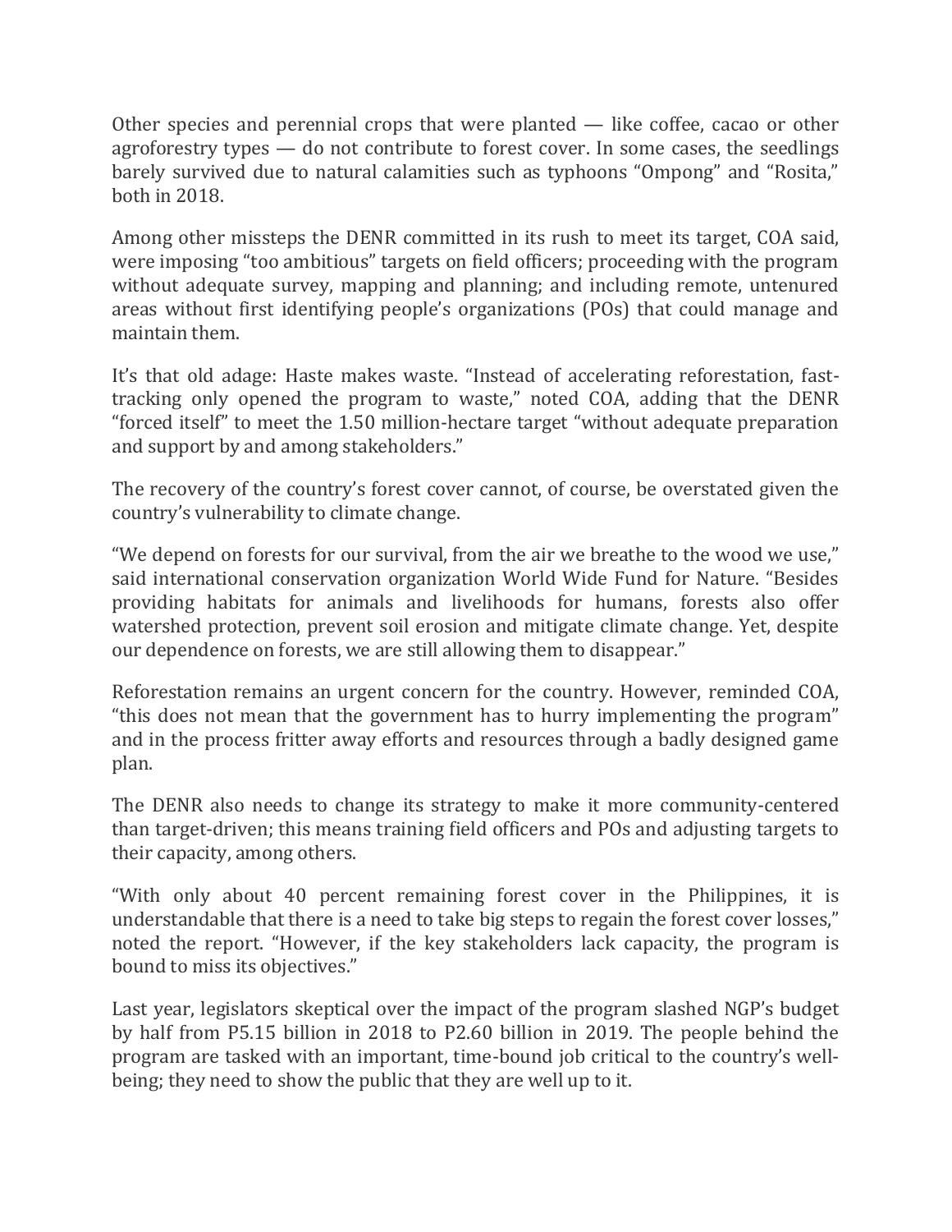Other species and perennial crops that were planted — like coffee, cacao or other agroforestry types — do not contribute to forest cover. In some cases, the seedlings barely survived due to natural calamities such as typhoons "Ompong" and "Rosita," both in 2018.

Among other missteps the DENR committed in its rush to meet its target, COA said, were imposing "too ambitious" targets on field officers; proceeding with the program without adequate survey, mapping and planning; and including remote, untenured areas without first identifying people's organizations (POs) that could manage and maintain them.

It's that old adage: Haste makes waste. "Instead of accelerating reforestation, fast-tracking only opened the program to waste," noted COA, adding that the DENR "forced itself" to meet the 1.50 million-hectare target "without adequate preparation and support by and among stakeholders."

The recovery of the country's forest cover cannot, of course, be overstated given the country's vulnerability to climate change.

"We depend on forests for our survival, from the air we breathe to the wood we use," said international conservation organization World Wide Fund for Nature. "Besides providing habitats for animals and livelihoods for humans, forests also offer watershed protection, prevent soil erosion and mitigate climate change. Yet, despite our dependence on forests, we are still allowing them to disappear."

Reforestation remains an urgent concern for the country. However, reminded COA, "this does not mean that the government has to hurry implementing the program" and in the process fritter away efforts and resources through a badly designed game plan.

The DENR also needs to change its strategy to make it more community-centered than target-driven; this means training field officers and POs and adjusting targets to their capacity, among others.

"With only about 40 percent remaining forest cover in the Philippines, it is understandable that there is a need to take big steps to regain the forest cover losses," noted the report. "However, if the key stakeholders lack capacity, the program is bound to miss its objectives."

Last year, legislators skeptical over the impact of the program slashed NGP's budget by half from P5.15 billion in 2018 to P2.60 billion in 2019. The people behind the program are tasked with an important, time-bound job critical to the country's well-being; they need to show the public that they are well up to it.